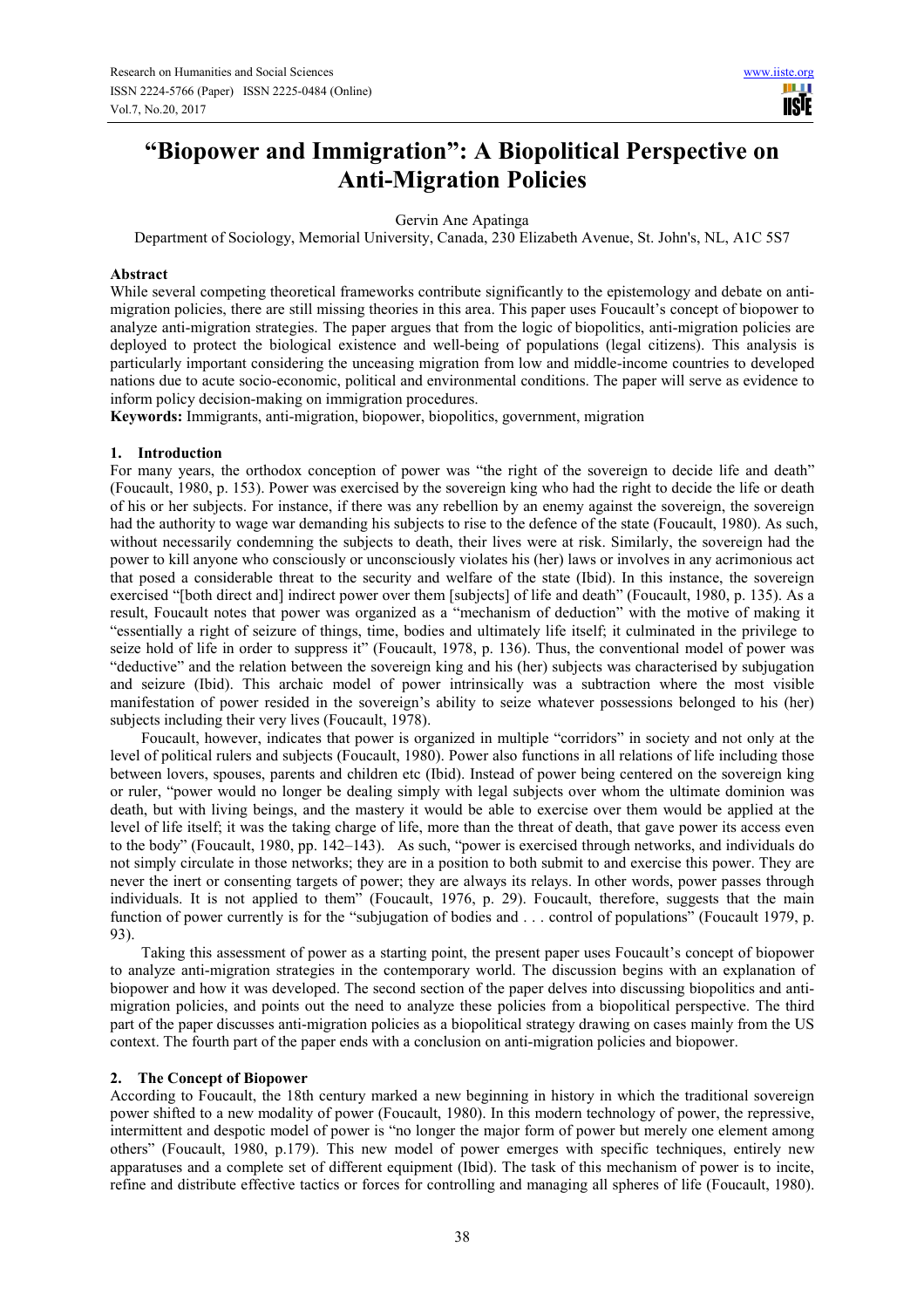# "Biopower and Immigration": A Biopolitical Perspective on Anti-Migration Policies

Gervin Ane Apatinga

Department of Sociology, Memorial University, Canada, 230 Elizabeth Avenue, St. John's, NL, A1C 5S7

## Abstract

While several competing theoretical frameworks contribute significantly to the epistemology and debate on anti-migration policies, there are still missing theories in this area. This paper uses Foucault's concept of biopower to analyze anti-migration strategies. The paper argues that from the logic of biopolitics, anti-migration policies are deployed to protect the biological existence and well-being of populations (legal citizens). This analysis is particularly important considering the unceasing migration from low and middle-income countries to developed nations due to acute socio-economic, political and environmental conditions. The paper will serve as evidence to inform policy decision-making on immigration procedures.

**Keywords:** Immigrants, anti-migration, biopower, biopolitics, government, migration

## 1. Introduction

For many years, the orthodox conception of power was "the right of the sovereign to decide life and death" (Foucault, 1980, p. 153). Power was exercised by the sovereign king who had the right to decide the life or death of his or her subjects. For instance, if there was any rebellion by an enemy against the sovereign, the sovereign had the authority to wage war demanding his subjects to rise to the defence of the state (Foucault, 1980). As such, without necessarily condemning the subjects to death, their lives were at risk. Similarly, the sovereign had the power to kill anyone who consciously or unconsciously violates his (her) laws or involves in any acrimonious act that posed a considerable threat to the security and welfare of the state (Ibid). In this instance, the sovereign exercised "[both direct and] indirect power over them [subjects] of life and death" (Foucault, 1980, p. 135). As a result, Foucault notes that power was organized as a "mechanism of deduction" with the motive of making it "essentially a right of seizure of things, time, bodies and ultimately life itself; it culminated in the privilege to seize hold of life in order to suppress it" (Foucault, 1978, p. 136). Thus, the conventional model of power was "deductive" and the relation between the sovereign king and his (her) subjects was characterised by subjugation and seizure (Ibid). This archaic model of power intrinsically was a subtraction where the most visible manifestation of power resided in the sovereign's ability to seize whatever possessions belonged to his (her) subjects including their very lives (Foucault, 1978).

Foucault, however, indicates that power is organized in multiple "corridors" in society and not only at the level of political rulers and subjects (Foucault, 1980). Power also functions in all relations of life including those between lovers, spouses, parents and children etc (Ibid). Instead of power being centered on the sovereign king or ruler, "power would no longer be dealing simply with legal subjects over whom the ultimate dominion was death, but with living beings, and the mastery it would be able to exercise over them would be applied at the level of life itself; it was the taking charge of life, more than the threat of death, that gave power its access even to the body" (Foucault, 1980, pp. 142–143). As such, "power is exercised through networks, and individuals do not simply circulate in those networks; they are in a position to both submit to and exercise this power. They are never the inert or consenting targets of power; they are always its relays. In other words, power passes through individuals. It is not applied to them" (Foucault, 1976, p. 29). Foucault, therefore, suggests that the main function of power currently is for the "subjugation of bodies and . . . control of populations" (Foucault 1979, p. 93).

Taking this assessment of power as a starting point, the present paper uses Foucault's concept of biopower to analyze anti-migration strategies in the contemporary world. The discussion begins with an explanation of biopower and how it was developed. The second section of the paper delves into discussing biopolitics and anti-migration policies, and points out the need to analyze these policies from a biopolitical perspective. The third part of the paper discusses anti-migration policies as a biopolitical strategy drawing on cases mainly from the US context. The fourth part of the paper ends with a conclusion on anti-migration policies and biopower.

## 2. The Concept of Biopower

According to Foucault, the 18th century marked a new beginning in history in which the traditional sovereign power shifted to a new modality of power (Foucault, 1980). In this modern technology of power, the repressive, intermittent and despotic model of power is "no longer the major form of power but merely one element among others" (Foucault, 1980, p.179). This new model of power emerges with specific techniques, entirely new apparatuses and a complete set of different equipment (Ibid). The task of this mechanism of power is to incite, refine and distribute effective tactics or forces for controlling and managing all spheres of life (Foucault, 1980).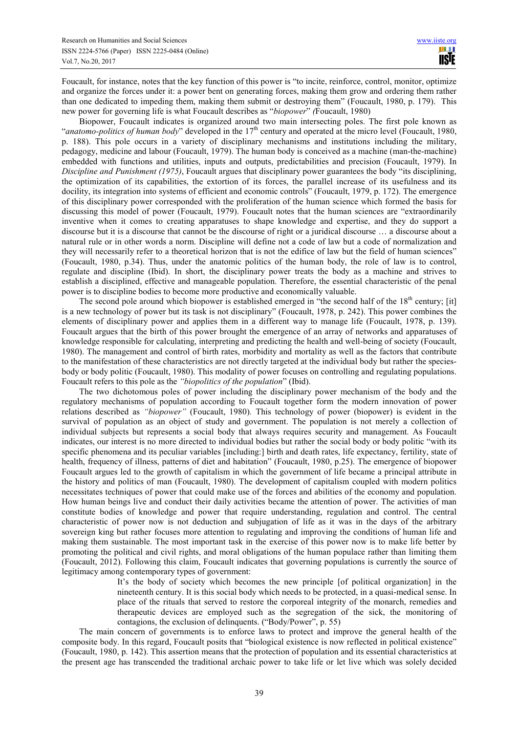Foucault, for instance, notes that the key function of this power is "to incite, reinforce, control, monitor, optimize and organize the forces under it: a power bent on generating forces, making them grow and ordering them rather than one dedicated to impeding them, making them submit or destroying them" (Foucault, 1980, p. 179). This new power for governing life is what Foucault describes as "*biopower*" *(*Foucault, 1980)

Biopower, Foucault indicates is organized around two main intersecting poles. The first pole known as "*anatomo-politics of human body*" developed in the 17th century and operated at the micro level (Foucault, 1980, p. 188). This pole occurs in a variety of disciplinary mechanisms and institutions including the military, pedagogy, medicine and labour (Foucault, 1979). The human body is conceived as a machine (man-the-machine) embedded with functions and utilities, inputs and outputs, predictabilities and precision (Foucault, 1979). In *Discipline and Punishment (1975)*, Foucault argues that disciplinary power guarantees the body "its disciplining, the optimization of its capabilities, the extortion of its forces, the parallel increase of its usefulness and its docility, its integration into systems of efficient and economic controls" (Foucault, 1979, p. 172). The emergence of this disciplinary power corresponded with the proliferation of the human science which formed the basis for discussing this model of power (Foucault, 1979). Foucault notes that the human sciences are "extraordinarily inventive when it comes to creating apparatuses to shape knowledge and expertise, and they do support a discourse but it is a discourse that cannot be the discourse of right or a juridical discourse … a discourse about a natural rule or in other words a norm. Discipline will define not a code of law but a code of normalization and they will necessarily refer to a theoretical horizon that is not the edifice of law but the field of human sciences" (Foucault, 1980, p.34). Thus, under the anatomic politics of the human body, the role of law is to control, regulate and discipline (Ibid). In short, the disciplinary power treats the body as a machine and strives to establish a disciplined, effective and manageable population. Therefore, the essential characteristic of the penal power is to discipline bodies to become more productive and economically valuable.

The second pole around which biopower is established emerged in "the second half of the 18th century; [it] is a new technology of power but its task is not disciplinary" (Foucault, 1978, p. 242). This power combines the elements of disciplinary power and applies them in a different way to manage life (Foucault, 1978, p. 139). Foucault argues that the birth of this power brought the emergence of an array of networks and apparatuses of knowledge responsible for calculating, interpreting and predicting the health and well-being of society (Foucault, 1980). The management and control of birth rates, morbidity and mortality as well as the factors that contribute to the manifestation of these characteristics are not directly targeted at the individual body but rather the species-body or body politic (Foucault, 1980). This modality of power focuses on controlling and regulating populations. Foucault refers to this pole as the *"biopolitics of the population*" (Ibid).

The two dichotomous poles of power including the disciplinary power mechanism of the body and the regulatory mechanisms of population according to Foucault together form the modern innovation of power relations described as *"biopower"* (Foucault, 1980)*.* This technology of power (biopower) is evident in the survival of population as an object of study and government. The population is not merely a collection of individual subjects but represents a social body that always requires security and management. As Foucault indicates, our interest is no more directed to individual bodies but rather the social body or body politic "with its specific phenomena and its peculiar variables [including:] birth and death rates, life expectancy, fertility, state of health, frequency of illness, patterns of diet and habitation" (Foucault, 1980, p.25). The emergence of biopower Foucault argues led to the growth of capitalism in which the government of life became a principal attribute in the history and politics of man (Foucault, 1980). The development of capitalism coupled with modern politics necessitates techniques of power that could make use of the forces and abilities of the economy and population. How human beings live and conduct their daily activities became the attention of power. The activities of man constitute bodies of knowledge and power that require understanding, regulation and control. The central characteristic of power now is not deduction and subjugation of life as it was in the days of the arbitrary sovereign king but rather focuses more attention to regulating and improving the conditions of human life and making them sustainable. The most important task in the exercise of this power now is to make life better by promoting the political and civil rights, and moral obligations of the human populace rather than limiting them (Foucault, 2012). Following this claim, Foucault indicates that governing populations is currently the source of legitimacy among contemporary types of government:

> It's the body of society which becomes the new principle [of political organization] in the nineteenth century. It is this social body which needs to be protected, in a quasi-medical sense. In place of the rituals that served to restore the corporeal integrity of the monarch, remedies and therapeutic devices are employed such as the segregation of the sick, the monitoring of contagions, the exclusion of delinquents. ("Body/Power", p. 55)

The main concern of governments is to enforce laws to protect and improve the general health of the composite body. In this regard, Foucault posits that "biological existence is now reflected in political existence" (Foucault, 1980, p. 142). This assertion means that the protection of population and its essential characteristics at the present age has transcended the traditional archaic power to take life or let live which was solely decided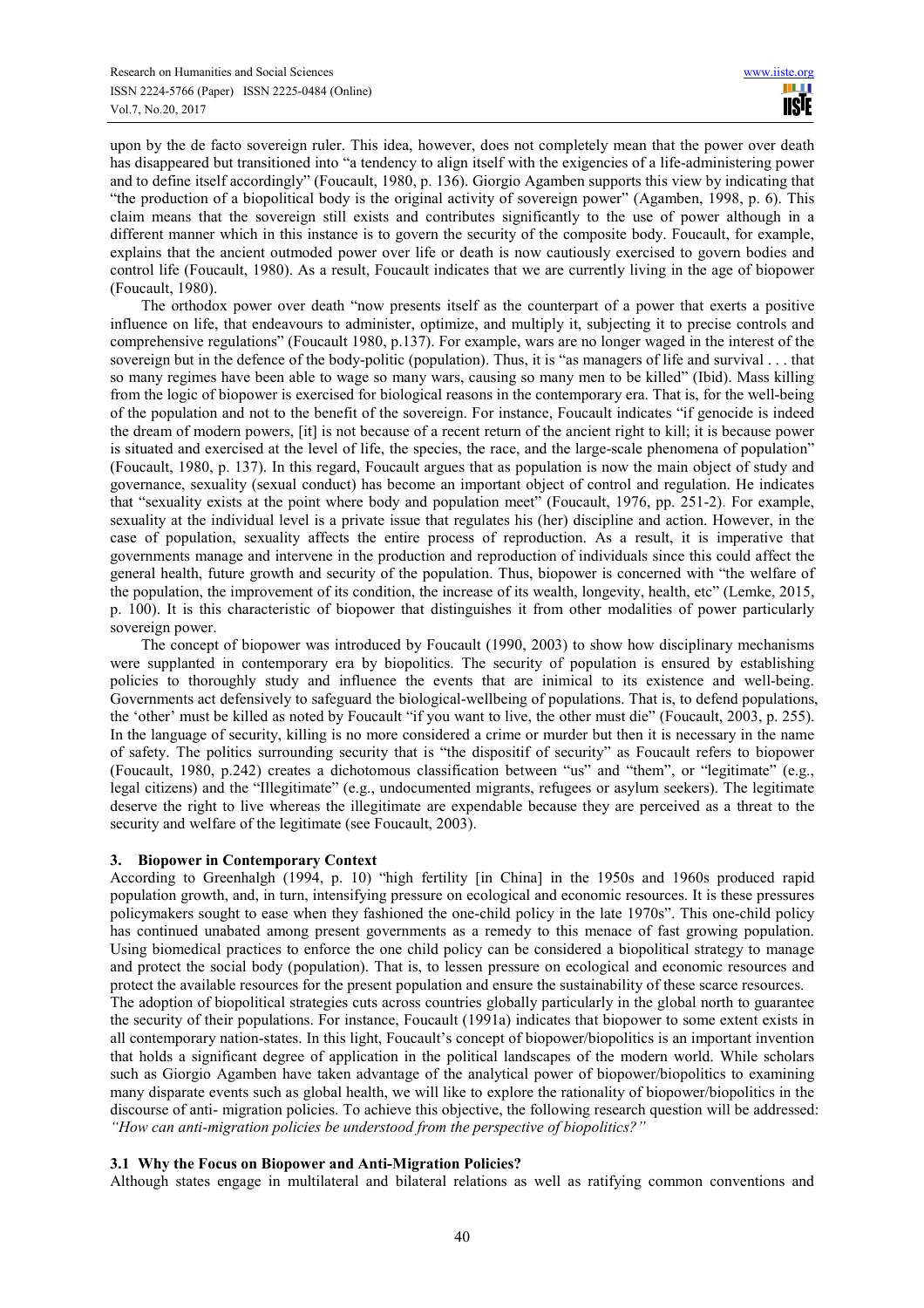upon by the de facto sovereign ruler. This idea, however, does not completely mean that the power over death has disappeared but transitioned into "a tendency to align itself with the exigencies of a life-administering power and to define itself accordingly" (Foucault, 1980, p. 136). Giorgio Agamben supports this view by indicating that "the production of a biopolitical body is the original activity of sovereign power" (Agamben, 1998, p. 6). This claim means that the sovereign still exists and contributes significantly to the use of power although in a different manner which in this instance is to govern the security of the composite body. Foucault, for example, explains that the ancient outmoded power over life or death is now cautiously exercised to govern bodies and control life (Foucault, 1980). As a result, Foucault indicates that we are currently living in the age of biopower (Foucault, 1980).

The orthodox power over death "now presents itself as the counterpart of a power that exerts a positive influence on life, that endeavours to administer, optimize, and multiply it, subjecting it to precise controls and comprehensive regulations" (Foucault 1980, p.137). For example, wars are no longer waged in the interest of the sovereign but in the defence of the body-politic (population). Thus, it is "as managers of life and survival . . . that so many regimes have been able to wage so many wars, causing so many men to be killed" (Ibid). Mass killing from the logic of biopower is exercised for biological reasons in the contemporary era. That is, for the well-being of the population and not to the benefit of the sovereign. For instance, Foucault indicates "if genocide is indeed the dream of modern powers, [it] is not because of a recent return of the ancient right to kill; it is because power is situated and exercised at the level of life, the species, the race, and the large-scale phenomena of population" (Foucault, 1980, p. 137). In this regard, Foucault argues that as population is now the main object of study and governance, sexuality (sexual conduct) has become an important object of control and regulation. He indicates that "sexuality exists at the point where body and population meet" (Foucault, 1976, pp. 251-2). For example, sexuality at the individual level is a private issue that regulates his (her) discipline and action. However, in the case of population, sexuality affects the entire process of reproduction. As a result, it is imperative that governments manage and intervene in the production and reproduction of individuals since this could affect the general health, future growth and security of the population. Thus, biopower is concerned with "the welfare of the population, the improvement of its condition, the increase of its wealth, longevity, health, etc" (Lemke, 2015, p. 100). It is this characteristic of biopower that distinguishes it from other modalities of power particularly sovereign power.

The concept of biopower was introduced by Foucault (1990, 2003) to show how disciplinary mechanisms were supplanted in contemporary era by biopolitics. The security of population is ensured by establishing policies to thoroughly study and influence the events that are inimical to its existence and well-being. Governments act defensively to safeguard the biological-wellbeing of populations. That is, to defend populations, the 'other' must be killed as noted by Foucault "if you want to live, the other must die" (Foucault, 2003, p. 255). In the language of security, killing is no more considered a crime or murder but then it is necessary in the name of safety. The politics surrounding security that is "the dispositif of security" as Foucault refers to biopower (Foucault, 1980, p.242) creates a dichotomous classification between "us" and "them", or "legitimate" (e.g., legal citizens) and the "Illegitimate" (e.g., undocumented migrants, refugees or asylum seekers). The legitimate deserve the right to live whereas the illegitimate are expendable because they are perceived as a threat to the security and welfare of the legitimate (see Foucault, 2003).

## 3. Biopower in Contemporary Context

According to Greenhalgh (1994, p. 10) "high fertility [in China] in the 1950s and 1960s produced rapid population growth, and, in turn, intensifying pressure on ecological and economic resources. It is these pressures policymakers sought to ease when they fashioned the one-child policy in the late 1970s". This one-child policy has continued unabated among present governments as a remedy to this menace of fast growing population. Using biomedical practices to enforce the one child policy can be considered a biopolitical strategy to manage and protect the social body (population). That is, to lessen pressure on ecological and economic resources and protect the available resources for the present population and ensure the sustainability of these scarce resources.

The adoption of biopolitical strategies cuts across countries globally particularly in the global north to guarantee the security of their populations. For instance, Foucault (1991a) indicates that biopower to some extent exists in all contemporary nation-states. In this light, Foucault's concept of biopower/biopolitics is an important invention that holds a significant degree of application in the political landscapes of the modern world. While scholars such as Giorgio Agamben have taken advantage of the analytical power of biopower/biopolitics to examining many disparate events such as global health, we will like to explore the rationality of biopower/biopolitics in the discourse of anti- migration policies. To achieve this objective, the following research question will be addressed: *"How can anti-migration policies be understood from the perspective of biopolitics?"*

### 3.1 Why the Focus on Biopower and Anti-Migration Policies?

Although states engage in multilateral and bilateral relations as well as ratifying common conventions and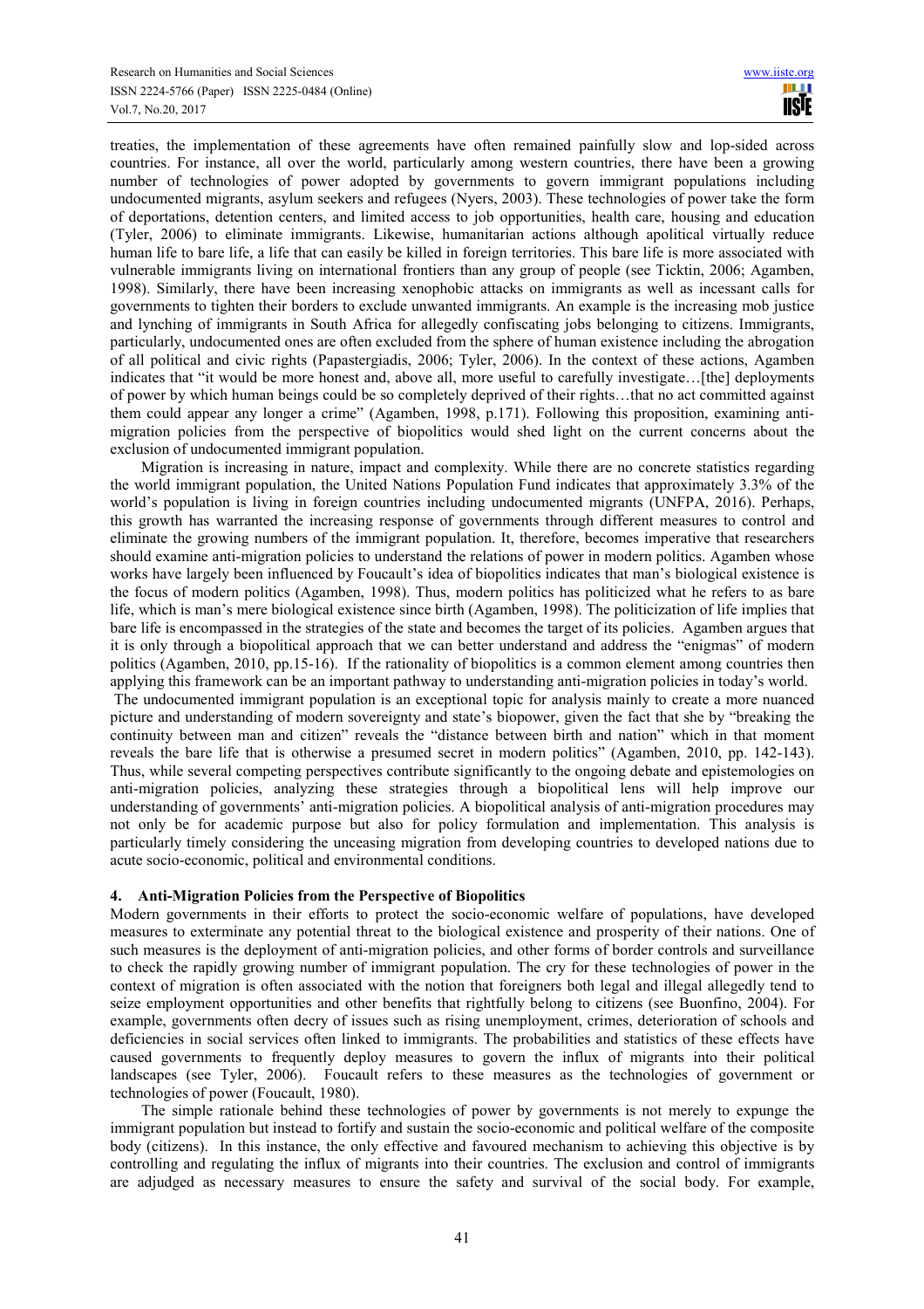treaties, the implementation of these agreements have often remained painfully slow and lop-sided across countries. For instance, all over the world, particularly among western countries, there have been a growing number of technologies of power adopted by governments to govern immigrant populations including undocumented migrants, asylum seekers and refugees (Nyers, 2003). These technologies of power take the form of deportations, detention centers, and limited access to job opportunities, health care, housing and education (Tyler, 2006) to eliminate immigrants. Likewise, humanitarian actions although apolitical virtually reduce human life to bare life, a life that can easily be killed in foreign territories. This bare life is more associated with vulnerable immigrants living on international frontiers than any group of people (see Ticktin, 2006; Agamben, 1998). Similarly, there have been increasing xenophobic attacks on immigrants as well as incessant calls for governments to tighten their borders to exclude unwanted immigrants. An example is the increasing mob justice and lynching of immigrants in South Africa for allegedly confiscating jobs belonging to citizens. Immigrants, particularly, undocumented ones are often excluded from the sphere of human existence including the abrogation of all political and civic rights (Papastergiadis, 2006; Tyler, 2006). In the context of these actions, Agamben indicates that "it would be more honest and, above all, more useful to carefully investigate…[the] deployments of power by which human beings could be so completely deprived of their rights…that no act committed against them could appear any longer a crime" (Agamben, 1998, p.171). Following this proposition, examining anti-migration policies from the perspective of biopolitics would shed light on the current concerns about the exclusion of undocumented immigrant population.

Migration is increasing in nature, impact and complexity. While there are no concrete statistics regarding the world immigrant population, the United Nations Population Fund indicates that approximately 3.3% of the world's population is living in foreign countries including undocumented migrants (UNFPA, 2016). Perhaps, this growth has warranted the increasing response of governments through different measures to control and eliminate the growing numbers of the immigrant population. It, therefore, becomes imperative that researchers should examine anti-migration policies to understand the relations of power in modern politics. Agamben whose works have largely been influenced by Foucault's idea of biopolitics indicates that man's biological existence is the focus of modern politics (Agamben, 1998). Thus, modern politics has politicized what he refers to as bare life, which is man's mere biological existence since birth (Agamben, 1998). The politicization of life implies that bare life is encompassed in the strategies of the state and becomes the target of its policies. Agamben argues that it is only through a biopolitical approach that we can better understand and address the "enigmas" of modern politics (Agamben, 2010, pp.15-16). If the rationality of biopolitics is a common element among countries then applying this framework can be an important pathway to understanding anti-migration policies in today's world.

The undocumented immigrant population is an exceptional topic for analysis mainly to create a more nuanced picture and understanding of modern sovereignty and state's biopower, given the fact that she by "breaking the continuity between man and citizen" reveals the "distance between birth and nation" which in that moment reveals the bare life that is otherwise a presumed secret in modern politics" (Agamben, 2010, pp. 142-143). Thus, while several competing perspectives contribute significantly to the ongoing debate and epistemologies on anti-migration policies, analyzing these strategies through a biopolitical lens will help improve our understanding of governments' anti-migration policies. A biopolitical analysis of anti-migration procedures may not only be for academic purpose but also for policy formulation and implementation. This analysis is particularly timely considering the unceasing migration from developing countries to developed nations due to acute socio-economic, political and environmental conditions.

## 4. Anti-Migration Policies from the Perspective of Biopolitics

Modern governments in their efforts to protect the socio-economic welfare of populations, have developed measures to exterminate any potential threat to the biological existence and prosperity of their nations. One of such measures is the deployment of anti-migration policies, and other forms of border controls and surveillance to check the rapidly growing number of immigrant population. The cry for these technologies of power in the context of migration is often associated with the notion that foreigners both legal and illegal allegedly tend to seize employment opportunities and other benefits that rightfully belong to citizens (see Buonfino, 2004). For example, governments often decry of issues such as rising unemployment, crimes, deterioration of schools and deficiencies in social services often linked to immigrants. The probabilities and statistics of these effects have caused governments to frequently deploy measures to govern the influx of migrants into their political landscapes (see Tyler, 2006). Foucault refers to these measures as the technologies of government or technologies of power (Foucault, 1980).

The simple rationale behind these technologies of power by governments is not merely to expunge the immigrant population but instead to fortify and sustain the socio-economic and political welfare of the composite body (citizens). In this instance, the only effective and favoured mechanism to achieving this objective is by controlling and regulating the influx of migrants into their countries. The exclusion and control of immigrants are adjudged as necessary measures to ensure the safety and survival of the social body. For example,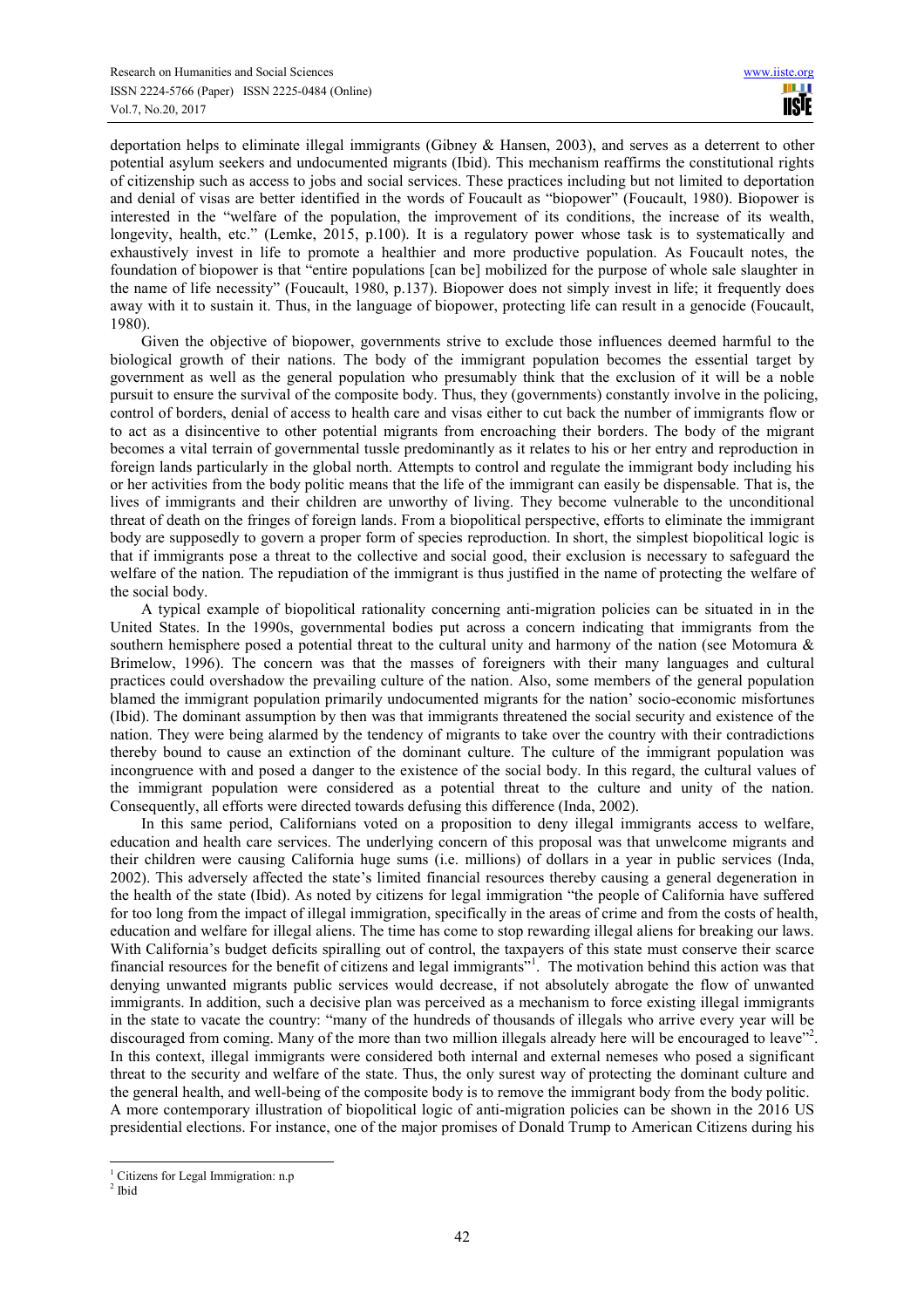deportation helps to eliminate illegal immigrants (Gibney & Hansen, 2003), and serves as a deterrent to other potential asylum seekers and undocumented migrants (Ibid). This mechanism reaffirms the constitutional rights of citizenship such as access to jobs and social services. These practices including but not limited to deportation and denial of visas are better identified in the words of Foucault as "biopower" (Foucault, 1980). Biopower is interested in the "welfare of the population, the improvement of its conditions, the increase of its wealth, longevity, health, etc." (Lemke, 2015, p.100). It is a regulatory power whose task is to systematically and exhaustively invest in life to promote a healthier and more productive population. As Foucault notes, the foundation of biopower is that "entire populations [can be] mobilized for the purpose of whole sale slaughter in the name of life necessity" (Foucault, 1980, p.137). Biopower does not simply invest in life; it frequently does away with it to sustain it. Thus, in the language of biopower, protecting life can result in a genocide (Foucault, 1980).

Given the objective of biopower, governments strive to exclude those influences deemed harmful to the biological growth of their nations. The body of the immigrant population becomes the essential target by government as well as the general population who presumably think that the exclusion of it will be a noble pursuit to ensure the survival of the composite body. Thus, they (governments) constantly involve in the policing, control of borders, denial of access to health care and visas either to cut back the number of immigrants flow or to act as a disincentive to other potential migrants from encroaching their borders. The body of the migrant becomes a vital terrain of governmental tussle predominantly as it relates to his or her entry and reproduction in foreign lands particularly in the global north. Attempts to control and regulate the immigrant body including his or her activities from the body politic means that the life of the immigrant can easily be dispensable. That is, the lives of immigrants and their children are unworthy of living. They become vulnerable to the unconditional threat of death on the fringes of foreign lands. From a biopolitical perspective, efforts to eliminate the immigrant body are supposedly to govern a proper form of species reproduction. In short, the simplest biopolitical logic is that if immigrants pose a threat to the collective and social good, their exclusion is necessary to safeguard the welfare of the nation. The repudiation of the immigrant is thus justified in the name of protecting the welfare of the social body.

A typical example of biopolitical rationality concerning anti-migration policies can be situated in in the United States. In the 1990s, governmental bodies put across a concern indicating that immigrants from the southern hemisphere posed a potential threat to the cultural unity and harmony of the nation (see Motomura & Brimelow, 1996). The concern was that the masses of foreigners with their many languages and cultural practices could overshadow the prevailing culture of the nation. Also, some members of the general population blamed the immigrant population primarily undocumented migrants for the nation' socio-economic misfortunes (Ibid). The dominant assumption by then was that immigrants threatened the social security and existence of the nation. They were being alarmed by the tendency of migrants to take over the country with their contradictions thereby bound to cause an extinction of the dominant culture. The culture of the immigrant population was incongruence with and posed a danger to the existence of the social body. In this regard, the cultural values of the immigrant population were considered as a potential threat to the culture and unity of the nation. Consequently, all efforts were directed towards defusing this difference (Inda, 2002).

In this same period, Californians voted on a proposition to deny illegal immigrants access to welfare, education and health care services. The underlying concern of this proposal was that unwelcome migrants and their children were causing California huge sums (i.e. millions) of dollars in a year in public services (Inda, 2002). This adversely affected the state's limited financial resources thereby causing a general degeneration in the health of the state (Ibid). As noted by citizens for legal immigration "the people of California have suffered for too long from the impact of illegal immigration, specifically in the areas of crime and from the costs of health, education and welfare for illegal aliens. The time has come to stop rewarding illegal aliens for breaking our laws. With California's budget deficits spiralling out of control, the taxpayers of this state must conserve their scarce financial resources for the benefit of citizens and legal immigrants"[1]. The motivation behind this action was that denying unwanted migrants public services would decrease, if not absolutely abrogate the flow of unwanted immigrants. In addition, such a decisive plan was perceived as a mechanism to force existing illegal immigrants in the state to vacate the country: "many of the hundreds of thousands of illegals who arrive every year will be discouraged from coming. Many of the more than two million illegals already here will be encouraged to leave"[2]. In this context, illegal immigrants were considered both internal and external nemeses who posed a significant threat to the security and welfare of the state. Thus, the only surest way of protecting the dominant culture and the general health, and well-being of the composite body is to remove the immigrant body from the body politic.

A more contemporary illustration of biopolitical logic of anti-migration policies can be shown in the 2016 US presidential elections. For instance, one of the major promises of Donald Trump to American Citizens during his

---

[1] Citizens for Legal Immigration: n.p

[2] Ibid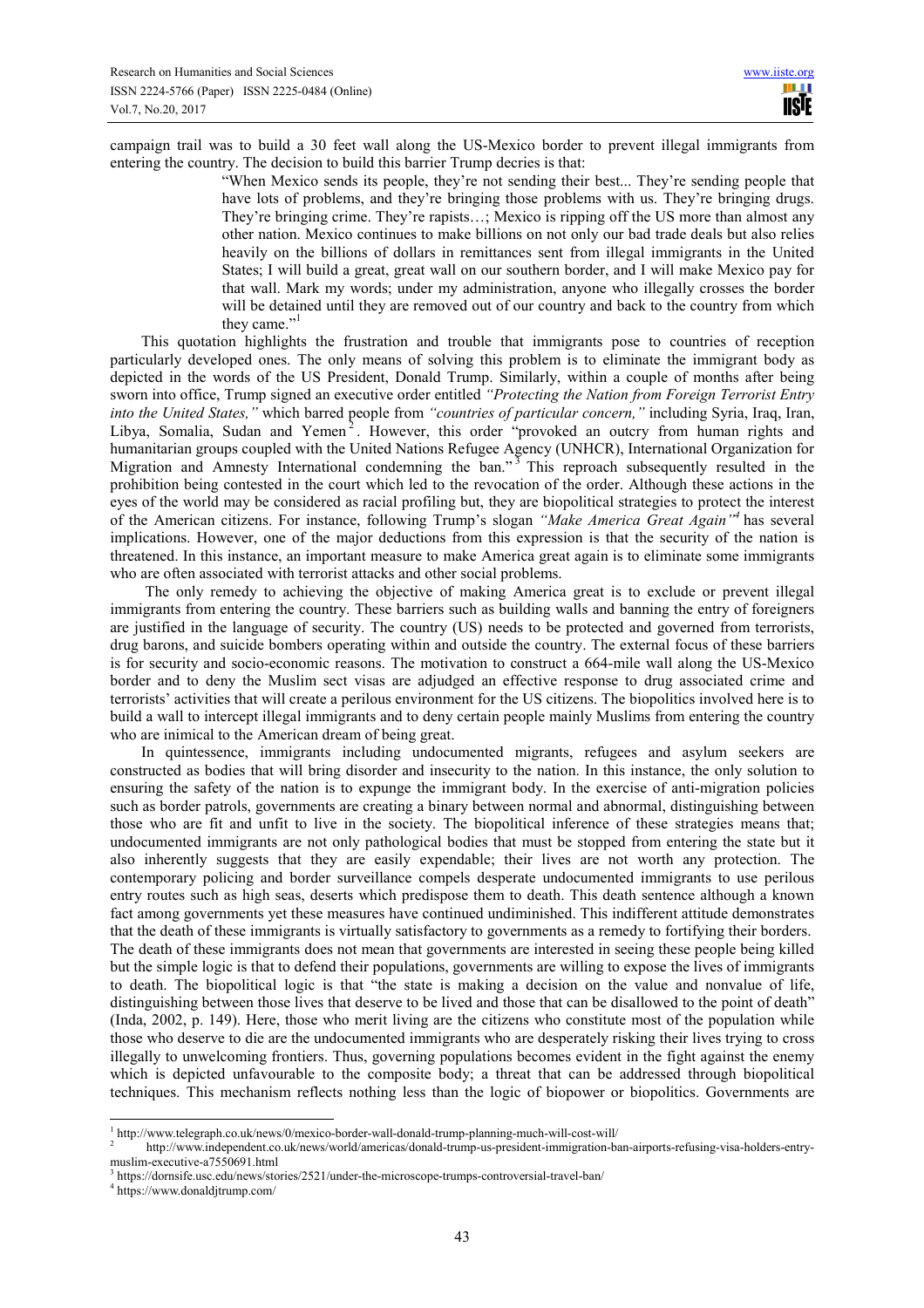campaign trail was to build a 30 feet wall along the US-Mexico border to prevent illegal immigrants from entering the country. The decision to build this barrier Trump decries is that:

> "When Mexico sends its people, they're not sending their best... They're sending people that have lots of problems, and they're bringing those problems with us. They're bringing drugs. They're bringing crime. They're rapists…; Mexico is ripping off the US more than almost any other nation. Mexico continues to make billions on not only our bad trade deals but also relies heavily on the billions of dollars in remittances sent from illegal immigrants in the United States; I will build a great, great wall on our southern border, and I will make Mexico pay for that wall. Mark my words; under my administration, anyone who illegally crosses the border will be detained until they are removed out of our country and back to the country from which they came."[1]

This quotation highlights the frustration and trouble that immigrants pose to countries of reception particularly developed ones. The only means of solving this problem is to eliminate the immigrant body as depicted in the words of the US President, Donald Trump. Similarly, within a couple of months after being sworn into office, Trump signed an executive order entitled *"Protecting the Nation from Foreign Terrorist Entry into the United States,"* which barred people from *"countries of particular concern,"* including Syria, Iraq, Iran, Libya, Somalia, Sudan and Yemen[2]. However, this order "provoked an outcry from human rights and humanitarian groups coupled with the United Nations Refugee Agency (UNHCR), International Organization for Migration and Amnesty International condemning the ban."[3] This reproach subsequently resulted in the prohibition being contested in the court which led to the revocation of the order. Although these actions in the eyes of the world may be considered as racial profiling but, they are biopolitical strategies to protect the interest of the American citizens. For instance, following Trump's slogan *"Make America Great Again"*[4] has several implications. However, one of the major deductions from this expression is that the security of the nation is threatened. In this instance, an important measure to make America great again is to eliminate some immigrants who are often associated with terrorist attacks and other social problems.

The only remedy to achieving the objective of making America great is to exclude or prevent illegal immigrants from entering the country. These barriers such as building walls and banning the entry of foreigners are justified in the language of security. The country (US) needs to be protected and governed from terrorists, drug barons, and suicide bombers operating within and outside the country. The external focus of these barriers is for security and socio-economic reasons. The motivation to construct a 664-mile wall along the US-Mexico border and to deny the Muslim sect visas are adjudged an effective response to drug associated crime and terrorists' activities that will create a perilous environment for the US citizens. The biopolitics involved here is to build a wall to intercept illegal immigrants and to deny certain people mainly Muslims from entering the country who are inimical to the American dream of being great.

In quintessence, immigrants including undocumented migrants, refugees and asylum seekers are constructed as bodies that will bring disorder and insecurity to the nation. In this instance, the only solution to ensuring the safety of the nation is to expunge the immigrant body. In the exercise of anti-migration policies such as border patrols, governments are creating a binary between normal and abnormal, distinguishing between those who are fit and unfit to live in the society. The biopolitical inference of these strategies means that; undocumented immigrants are not only pathological bodies that must be stopped from entering the state but it also inherently suggests that they are easily expendable; their lives are not worth any protection. The contemporary policing and border surveillance compels desperate undocumented immigrants to use perilous entry routes such as high seas, deserts which predispose them to death. This death sentence although a known fact among governments yet these measures have continued undiminished. This indifferent attitude demonstrates that the death of these immigrants is virtually satisfactory to governments as a remedy to fortifying their borders. The death of these immigrants does not mean that governments are interested in seeing these people being killed but the simple logic is that to defend their populations, governments are willing to expose the lives of immigrants to death. The biopolitical logic is that "the state is making a decision on the value and nonvalue of life, distinguishing between those lives that deserve to be lived and those that can be disallowed to the point of death" (Inda, 2002, p. 149). Here, those who merit living are the citizens who constitute most of the population while those who deserve to die are the undocumented immigrants who are desperately risking their lives trying to cross illegally to unwelcoming frontiers. Thus, governing populations becomes evident in the fight against the enemy which is depicted unfavourable to the composite body; a threat that can be addressed through biopolitical techniques. This mechanism reflects nothing less than the logic of biopower or biopolitics. Governments are

---

[1] http://www.telegraph.co.uk/news/0/mexico-border-wall-donald-trump-planning-much-will-cost-will/

[2] http://www.independent.co.uk/news/world/americas/donald-trump-us-president-immigration-ban-airports-refusing-visa-holders-entry-muslim-executive-a7550691.html

[3] https://dornsife.usc.edu/news/stories/2521/under-the-microscope-trumps-controversial-travel-ban/

[4] https://www.donaldjtrump.com/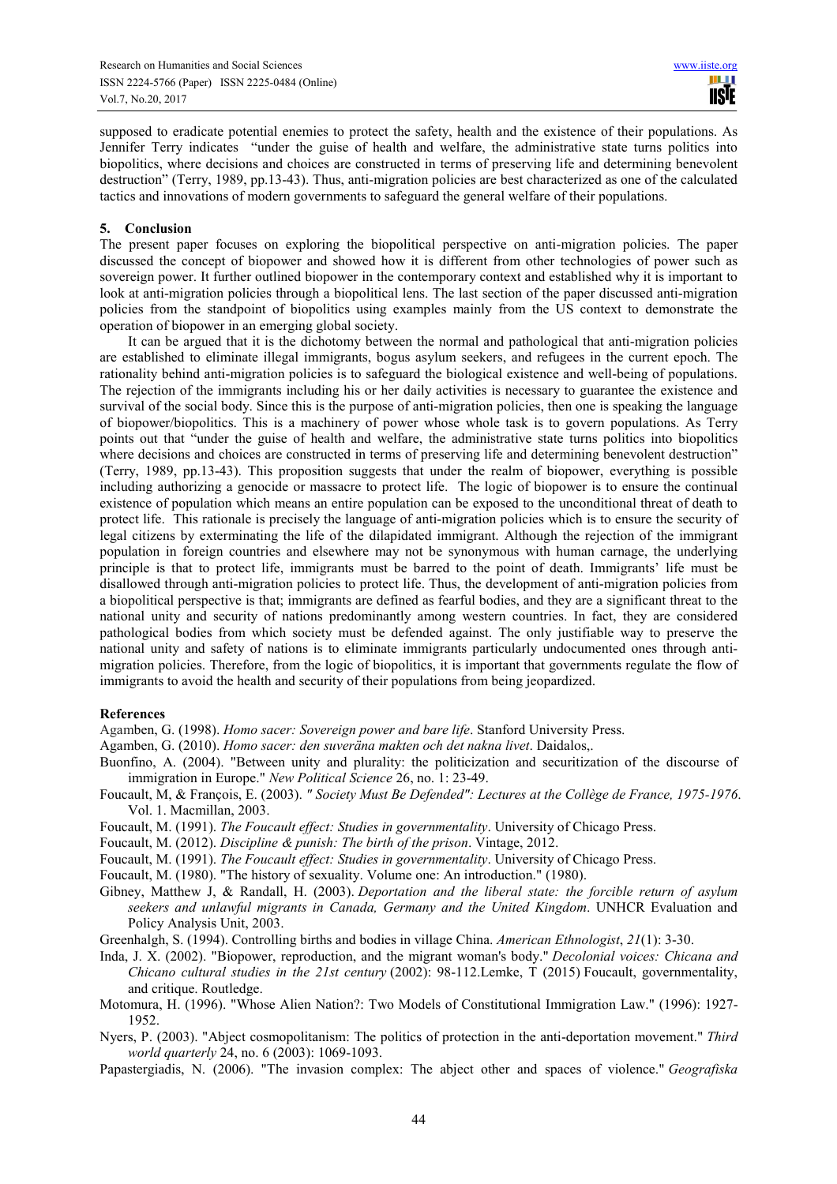supposed to eradicate potential enemies to protect the safety, health and the existence of their populations. As Jennifer Terry indicates "under the guise of health and welfare, the administrative state turns politics into biopolitics, where decisions and choices are constructed in terms of preserving life and determining benevolent destruction" (Terry, 1989, pp.13-43). Thus, anti-migration policies are best characterized as one of the calculated tactics and innovations of modern governments to safeguard the general welfare of their populations.

## 5. Conclusion

The present paper focuses on exploring the biopolitical perspective on anti-migration policies. The paper discussed the concept of biopower and showed how it is different from other technologies of power such as sovereign power. It further outlined biopower in the contemporary context and established why it is important to look at anti-migration policies through a biopolitical lens. The last section of the paper discussed anti-migration policies from the standpoint of biopolitics using examples mainly from the US context to demonstrate the operation of biopower in an emerging global society.

It can be argued that it is the dichotomy between the normal and pathological that anti-migration policies are established to eliminate illegal immigrants, bogus asylum seekers, and refugees in the current epoch. The rationality behind anti-migration policies is to safeguard the biological existence and well-being of populations. The rejection of the immigrants including his or her daily activities is necessary to guarantee the existence and survival of the social body. Since this is the purpose of anti-migration policies, then one is speaking the language of biopower/biopolitics. This is a machinery of power whose whole task is to govern populations. As Terry points out that "under the guise of health and welfare, the administrative state turns politics into biopolitics where decisions and choices are constructed in terms of preserving life and determining benevolent destruction" (Terry, 1989, pp.13-43). This proposition suggests that under the realm of biopower, everything is possible including authorizing a genocide or massacre to protect life. The logic of biopower is to ensure the continual existence of population which means an entire population can be exposed to the unconditional threat of death to protect life. This rationale is precisely the language of anti-migration policies which is to ensure the security of legal citizens by exterminating the life of the dilapidated immigrant. Although the rejection of the immigrant population in foreign countries and elsewhere may not be synonymous with human carnage, the underlying principle is that to protect life, immigrants must be barred to the point of death. Immigrants' life must be disallowed through anti-migration policies to protect life. Thus, the development of anti-migration policies from a biopolitical perspective is that; immigrants are defined as fearful bodies, and they are a significant threat to the national unity and security of nations predominantly among western countries. In fact, they are considered pathological bodies from which society must be defended against. The only justifiable way to preserve the national unity and safety of nations is to eliminate immigrants particularly undocumented ones through anti-migration policies. Therefore, from the logic of biopolitics, it is important that governments regulate the flow of immigrants to avoid the health and security of their populations from being jeopardized.

## References

Agamben, G. (1998). *Homo sacer: Sovereign power and bare life*. Stanford University Press.

Agamben, G. (2010). *Homo sacer: den suveräna makten och det nakna livet*. Daidalos,.

Buonfino, A. (2004). "Between unity and plurality: the politicization and securitization of the discourse of immigration in Europe." *New Political Science* 26, no. 1: 23-49.

Foucault, M, & François, E. (2003). *" Society Must Be Defended": Lectures at the Collège de France, 1975-1976*. Vol. 1. Macmillan, 2003.

Foucault, M. (1991). *The Foucault effect: Studies in governmentality*. University of Chicago Press.

Foucault, M. (2012). *Discipline & punish: The birth of the prison*. Vintage, 2012.

Foucault, M. (1991). *The Foucault effect: Studies in governmentality*. University of Chicago Press.

Foucault, M. (1980). "The history of sexuality. Volume one: An introduction." (1980).

Gibney, Matthew J, & Randall, H. (2003). *Deportation and the liberal state: the forcible return of asylum seekers and unlawful migrants in Canada, Germany and the United Kingdom*. UNHCR Evaluation and Policy Analysis Unit, 2003.

Greenhalgh, S. (1994). Controlling births and bodies in village China. *American Ethnologist*, *21*(1): 3-30.

Inda, J. X. (2002). "Biopower, reproduction, and the migrant woman's body." *Decolonial voices: Chicana and Chicano cultural studies in the 21st century* (2002): 98-112.Lemke, T (2015) Foucault, governmentality, and critique. Routledge.

Motomura, H. (1996). "Whose Alien Nation?: Two Models of Constitutional Immigration Law." (1996): 1927-1952.

Nyers, P. (2003). "Abject cosmopolitanism: The politics of protection in the anti-deportation movement." *Third world quarterly* 24, no. 6 (2003): 1069-1093.

Papastergiadis, N. (2006). "The invasion complex: The abject other and spaces of violence." *Geografiska*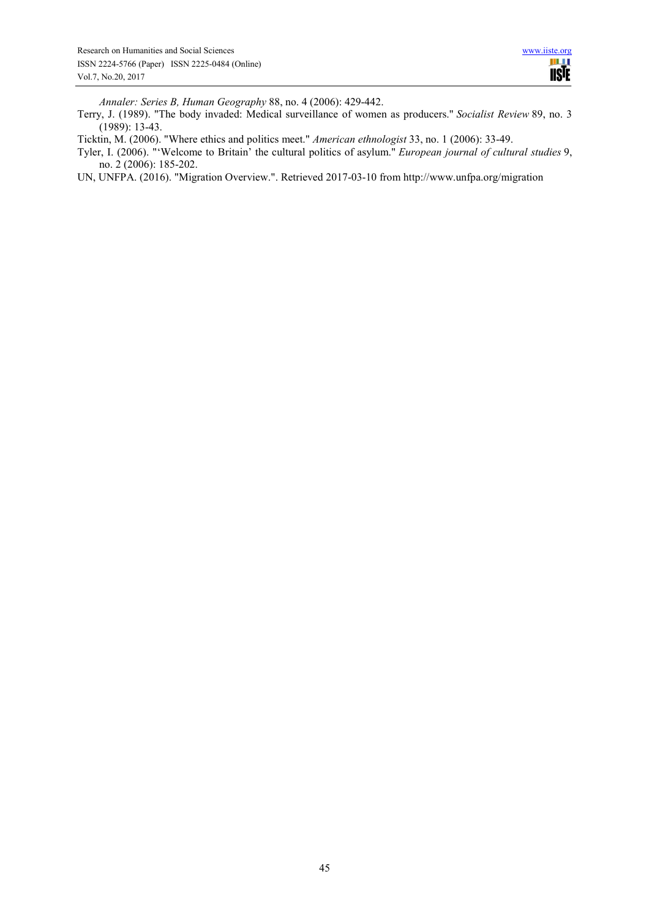*Annaler: Series B, Human Geography* 88, no. 4 (2006): 429-442.

Terry, J. (1989). "The body invaded: Medical surveillance of women as producers." *Socialist Review* 89, no. 3 (1989): 13-43.

Ticktin, M. (2006). "Where ethics and politics meet." *American ethnologist* 33, no. 1 (2006): 33-49.

Tyler, I. (2006). "'Welcome to Britain' the cultural politics of asylum." *European journal of cultural studies* 9, no. 2 (2006): 185-202.

UN, UNFPA. (2016). "Migration Overview.". Retrieved 2017-03-10 from http://www.unfpa.org/migration